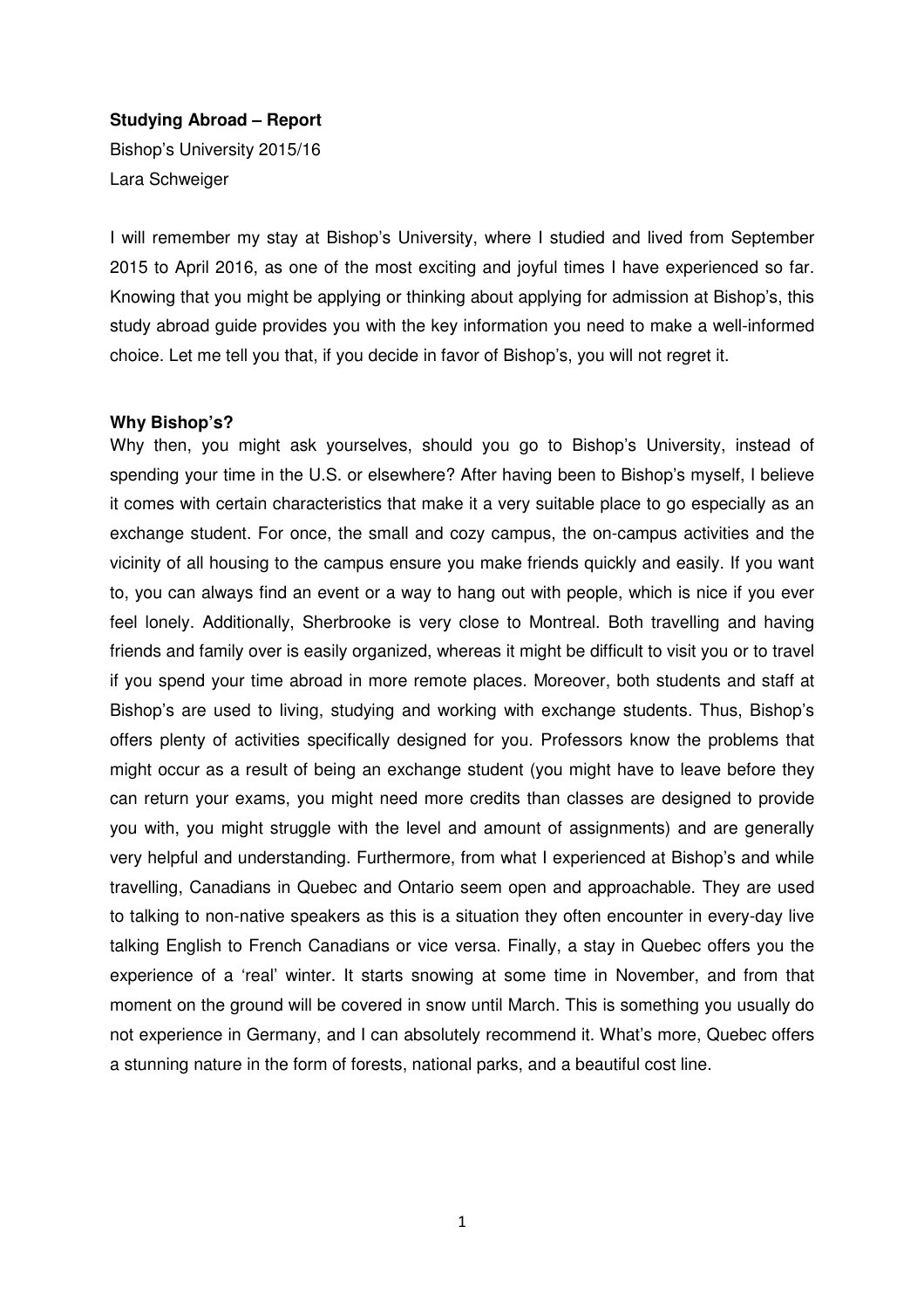**Studying Abroad – Report**

Bishop's University 2015/16

Lara Schweiger

I will remember my stay at Bishop's University, where I studied and lived from September 2015 to April 2016, as one of the most exciting and joyful times I have experienced so far. Knowing that you might be applying or thinking about applying for admission at Bishop's, this study abroad guide provides you with the key information you need to make a well-informed choice. Let me tell you that, if you decide in favor of Bishop's, you will not regret it.

**Why Bishop's?**

Why then, you might ask yourselves, should you go to Bishop's University, instead of spending your time in the U.S. or elsewhere? After having been to Bishop's myself, I believe it comes with certain characteristics that make it a very suitable place to go especially as an exchange student. For once, the small and cozy campus, the on-campus activities and the vicinity of all housing to the campus ensure you make friends quickly and easily. If you want to, you can always find an event or a way to hang out with people, which is nice if you ever feel lonely. Additionally, Sherbrooke is very close to Montreal. Both travelling and having friends and family over is easily organized, whereas it might be difficult to visit you or to travel if you spend your time abroad in more remote places. Moreover, both students and staff at Bishop's are used to living, studying and working with exchange students. Thus, Bishop's offers plenty of activities specifically designed for you. Professors know the problems that might occur as a result of being an exchange student (you might have to leave before they can return your exams, you might need more credits than classes are designed to provide you with, you might struggle with the level and amount of assignments) and are generally very helpful and understanding. Furthermore, from what I experienced at Bishop's and while travelling, Canadians in Quebec and Ontario seem open and approachable. They are used to talking to non-native speakers as this is a situation they often encounter in every-day live talking English to French Canadians or vice versa. Finally, a stay in Quebec offers you the experience of a 'real' winter. It starts snowing at some time in November, and from that moment on the ground will be covered in snow until March. This is something you usually do not experience in Germany, and I can absolutely recommend it. What's more, Quebec offers a stunning nature in the form of forests, national parks, and a beautiful cost line.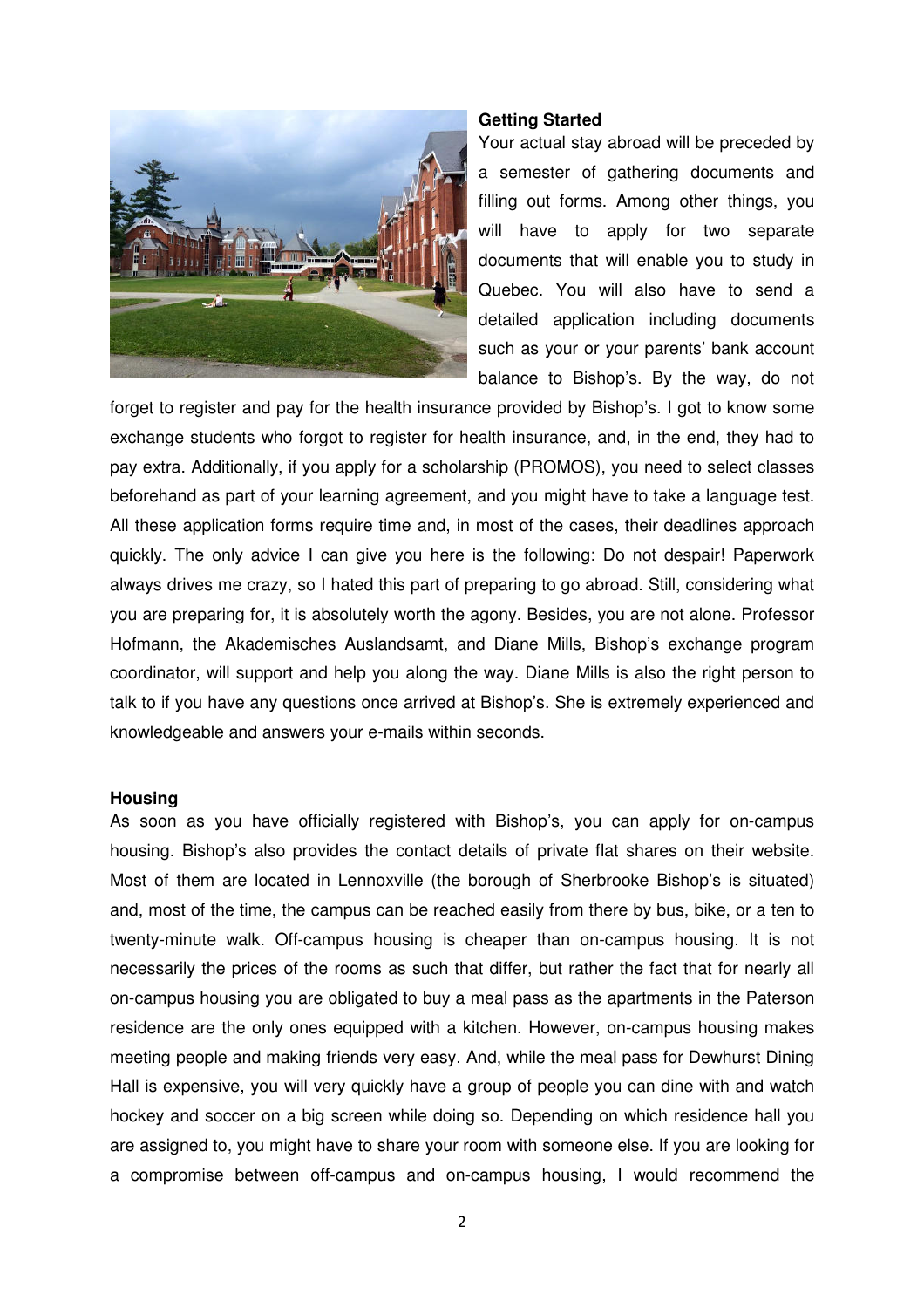**Getting Started**

Your actual stay abroad will be preceded by a semester of gathering documents and filling out forms. Among other things, you will have to apply for two separate documents that will enable you to study in Quebec. You will also have to send a detailed application including documents such as your or your parents' bank account balance to Bishop's. By the way, do not forget to register and pay for the health insurance provided by Bishop's. I got to know some exchange students who forgot to register for health insurance, and, in the end, they had to pay extra. Additionally, if you apply for a scholarship (PROMOS), you need to select classes beforehand as part of your learning agreement, and you might have to take a language test. All these application forms require time and, in most of the cases, their deadlines approach quickly. The only advice I can give you here is the following: Do not despair! Paperwork always drives me crazy, so I hated this part of preparing to go abroad. Still, considering what you are preparing for, it is absolutely worth the agony. Besides, you are not alone. Professor Hofmann, the Akademisches Auslandsamt, and Diane Mills, Bishop's exchange program coordinator, will support and help you along the way. Diane Mills is also the right person to talk to if you have any questions once arrived at Bishop's. She is extremely experienced and knowledgeable and answers your e-mails within seconds.

**Housing**

As soon as you have officially registered with Bishop's, you can apply for on-campus housing. Bishop's also provides the contact details of private flat shares on their website. Most of them are located in Lennoxville (the borough of Sherbrooke Bishop's is situated) and, most of the time, the campus can be reached easily from there by bus, bike, or a ten to twenty-minute walk. Off-campus housing is cheaper than on-campus housing. It is not necessarily the prices of the rooms as such that differ, but rather the fact that for nearly all on-campus housing you are obligated to buy a meal pass as the apartments in the Paterson residence are the only ones equipped with a kitchen. However, on-campus housing makes meeting people and making friends very easy. And, while the meal pass for Dewhurst Dining Hall is expensive, you will very quickly have a group of people you can dine with and watch hockey and soccer on a big screen while doing so. Depending on which residence hall you are assigned to, you might have to share your room with someone else. If you are looking for a compromise between off-campus and on-campus housing, I would recommend the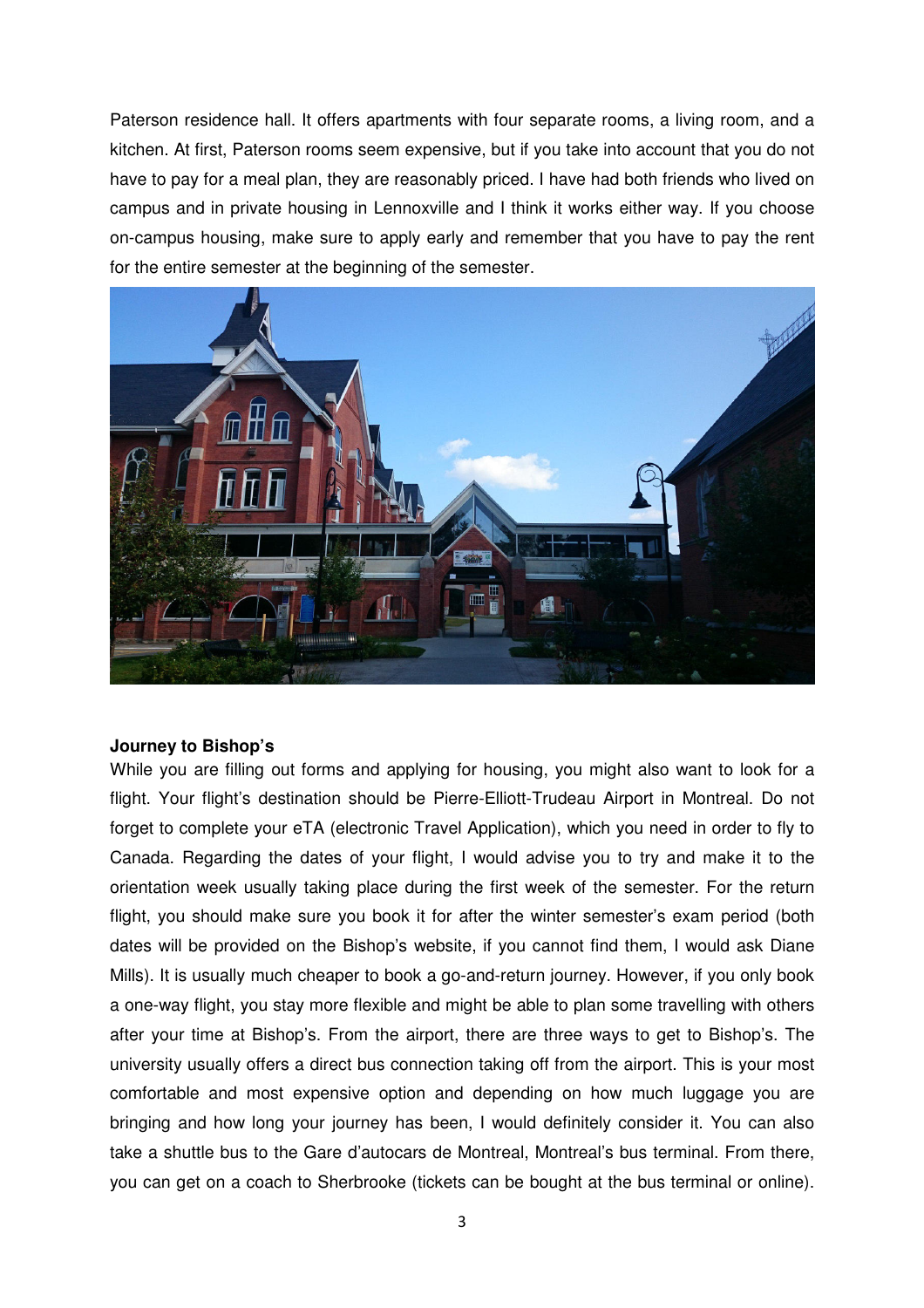Paterson residence hall. It offers apartments with four separate rooms, a living room, and a kitchen. At first, Paterson rooms seem expensive, but if you take into account that you do not have to pay for a meal plan, they are reasonably priced. I have had both friends who lived on campus and in private housing in Lennoxville and I think it works either way. If you choose on-campus housing, make sure to apply early and remember that you have to pay the rent for the entire semester at the beginning of the semester.

**Journey to Bishop's**

While you are filling out forms and applying for housing, you might also want to look for a flight. Your flight's destination should be Pierre-Elliott-Trudeau Airport in Montreal. Do not forget to complete your eTA (electronic Travel Application), which you need in order to fly to Canada. Regarding the dates of your flight, I would advise you to try and make it to the orientation week usually taking place during the first week of the semester. For the return flight, you should make sure you book it for after the winter semester's exam period (both dates will be provided on the Bishop's website, if you cannot find them, I would ask Diane Mills). It is usually much cheaper to book a go-and-return journey. However, if you only book a one-way flight, you stay more flexible and might be able to plan some travelling with others after your time at Bishop's. From the airport, there are three ways to get to Bishop's. The university usually offers a direct bus connection taking off from the airport. This is your most comfortable and most expensive option and depending on how much luggage you are bringing and how long your journey has been, I would definitely consider it. You can also take a shuttle bus to the Gare d'autocars de Montreal, Montreal's bus terminal. From there, you can get on a coach to Sherbrooke (tickets can be bought at the bus terminal or online).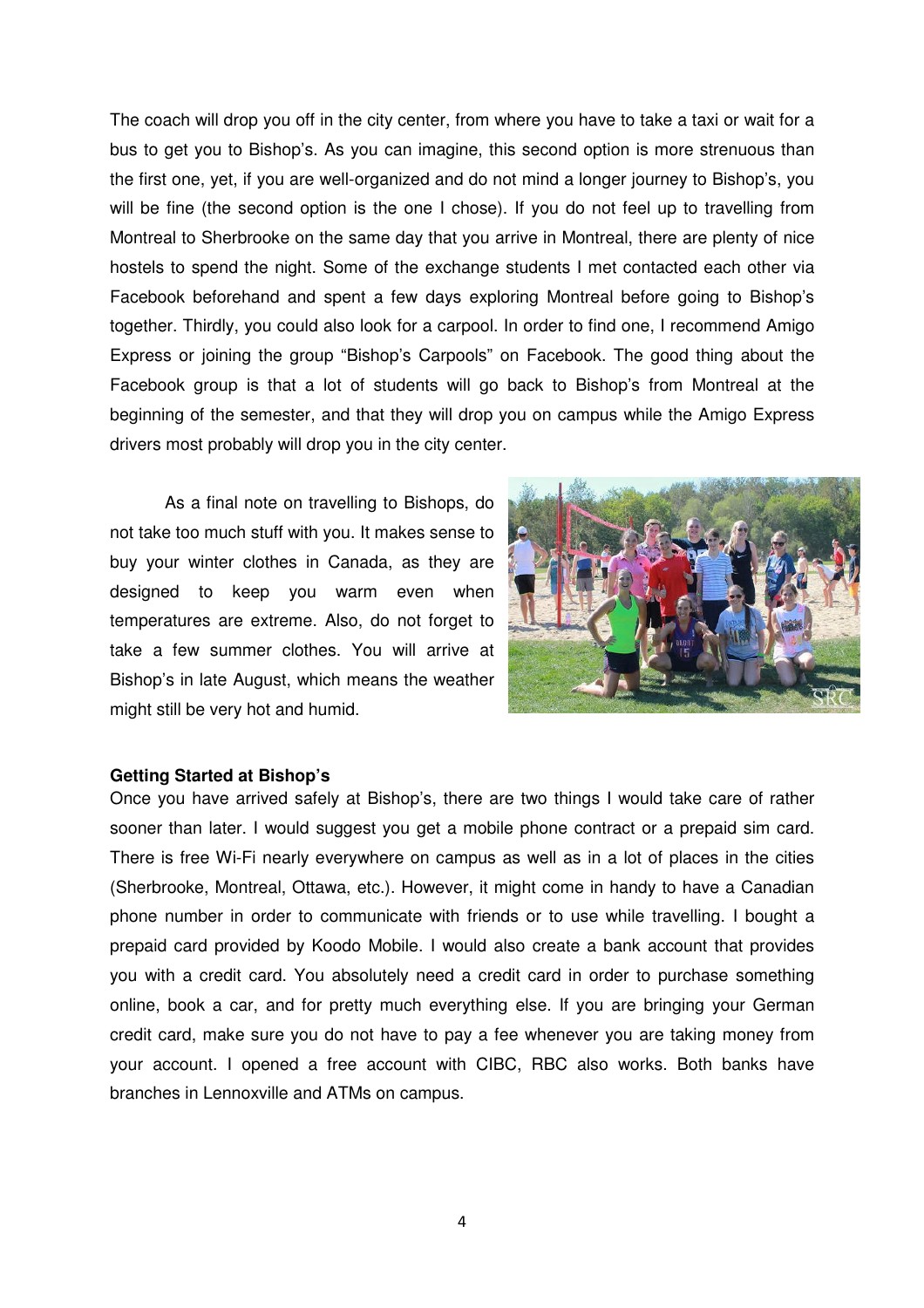The coach will drop you off in the city center, from where you have to take a taxi or wait for a bus to get you to Bishop's. As you can imagine, this second option is more strenuous than the first one, yet, if you are well-organized and do not mind a longer journey to Bishop's, you will be fine (the second option is the one I chose). If you do not feel up to travelling from Montreal to Sherbrooke on the same day that you arrive in Montreal, there are plenty of nice hostels to spend the night. Some of the exchange students I met contacted each other via Facebook beforehand and spent a few days exploring Montreal before going to Bishop's together. Thirdly, you could also look for a carpool. In order to find one, I recommend Amigo Express or joining the group "Bishop's Carpools" on Facebook. The good thing about the Facebook group is that a lot of students will go back to Bishop's from Montreal at the beginning of the semester, and that they will drop you on campus while the Amigo Express drivers most probably will drop you in the city center.

As a final note on travelling to Bishops, do not take too much stuff with you. It makes sense to buy your winter clothes in Canada, as they are designed to keep you warm even when temperatures are extreme. Also, do not forget to take a few summer clothes. You will arrive at Bishop's in late August, which means the weather might still be very hot and humid.

**Getting Started at Bishop's**

Once you have arrived safely at Bishop's, there are two things I would take care of rather sooner than later. I would suggest you get a mobile phone contract or a prepaid sim card. There is free Wi-Fi nearly everywhere on campus as well as in a lot of places in the cities (Sherbrooke, Montreal, Ottawa, etc.). However, it might come in handy to have a Canadian phone number in order to communicate with friends or to use while travelling. I bought a prepaid card provided by Koodo Mobile. I would also create a bank account that provides you with a credit card. You absolutely need a credit card in order to purchase something online, book a car, and for pretty much everything else. If you are bringing your German credit card, make sure you do not have to pay a fee whenever you are taking money from your account. I opened a free account with CIBC, RBC also works. Both banks have branches in Lennoxville and ATMs on campus.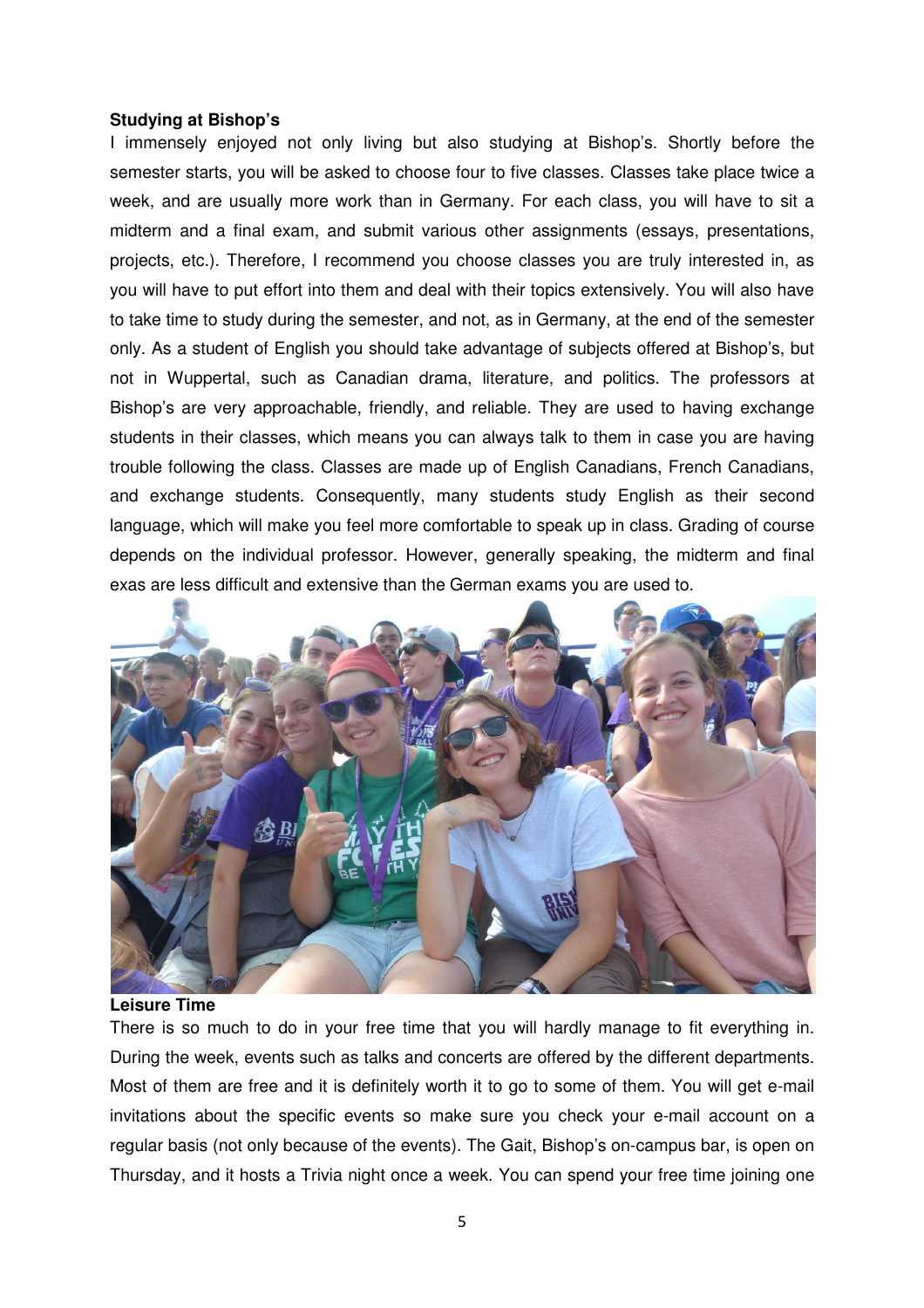**Studying at Bishop's**

I immensely enjoyed not only living but also studying at Bishop's. Shortly before the semester starts, you will be asked to choose four to five classes. Classes take place twice a week, and are usually more work than in Germany. For each class, you will have to sit a midterm and a final exam, and submit various other assignments (essays, presentations, projects, etc.). Therefore, I recommend you choose classes you are truly interested in, as you will have to put effort into them and deal with their topics extensively. You will also have to take time to study during the semester, and not, as in Germany, at the end of the semester only. As a student of English you should take advantage of subjects offered at Bishop's, but not in Wuppertal, such as Canadian drama, literature, and politics. The professors at Bishop's are very approachable, friendly, and reliable. They are used to having exchange students in their classes, which means you can always talk to them in case you are having trouble following the class. Classes are made up of English Canadians, French Canadians, and exchange students. Consequently, many students study English as their second language, which will make you feel more comfortable to speak up in class. Grading of course depends on the individual professor. However, generally speaking, the midterm and final exas are less difficult and extensive than the German exams you are used to.

**Leisure Time**

There is so much to do in your free time that you will hardly manage to fit everything in. During the week, events such as talks and concerts are offered by the different departments. Most of them are free and it is definitely worth it to go to some of them. You will get e-mail invitations about the specific events so make sure you check your e-mail account on a regular basis (not only because of the events). The Gait, Bishop's on-campus bar, is open on Thursday, and it hosts a Trivia night once a week. You can spend your free time joining one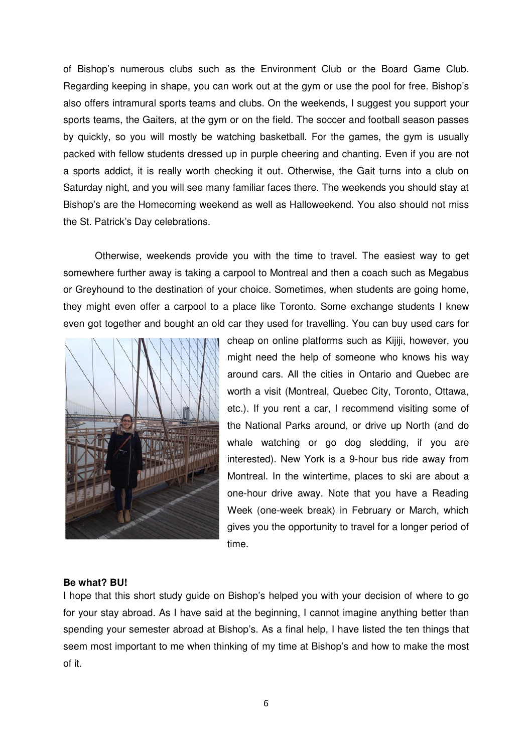of Bishop's numerous clubs such as the Environment Club or the Board Game Club. Regarding keeping in shape, you can work out at the gym or use the pool for free. Bishop's also offers intramural sports teams and clubs. On the weekends, I suggest you support your sports teams, the Gaiters, at the gym or on the field. The soccer and football season passes by quickly, so you will mostly be watching basketball. For the games, the gym is usually packed with fellow students dressed up in purple cheering and chanting. Even if you are not a sports addict, it is really worth checking it out. Otherwise, the Gait turns into a club on Saturday night, and you will see many familiar faces there. The weekends you should stay at Bishop's are the Homecoming weekend as well as Halloweekend. You also should not miss the St. Patrick's Day celebrations.

Otherwise, weekends provide you with the time to travel. The easiest way to get somewhere further away is taking a carpool to Montreal and then a coach such as Megabus or Greyhound to the destination of your choice. Sometimes, when students are going home, they might even offer a carpool to a place like Toronto. Some exchange students I knew even got together and bought an old car they used for travelling. You can buy used cars for cheap on online platforms such as Kijiji, however, you might need the help of someone who knows his way around cars. All the cities in Ontario and Quebec are worth a visit (Montreal, Quebec City, Toronto, Ottawa, etc.). If you rent a car, I recommend visiting some of the National Parks around, or drive up North (and do whale watching or go dog sledding, if you are interested). New York is a 9-hour bus ride away from Montreal. In the wintertime, places to ski are about a one-hour drive away. Note that you have a Reading Week (one-week break) in February or March, which gives you the opportunity to travel for a longer period of time.

**Be what? BU!**

I hope that this short study guide on Bishop's helped you with your decision of where to go for your stay abroad. As I have said at the beginning, I cannot imagine anything better than spending your semester abroad at Bishop's. As a final help, I have listed the ten things that seem most important to me when thinking of my time at Bishop's and how to make the most of it.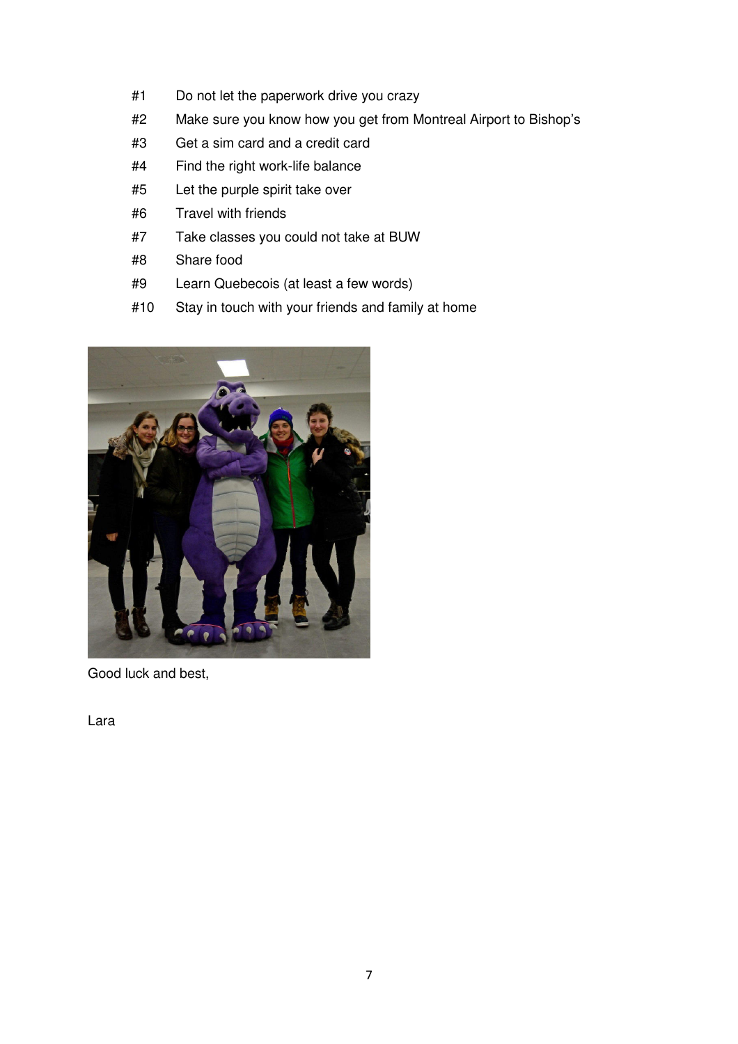#1 Do not let the paperwork drive you crazy

#2 Make sure you know how you get from Montreal Airport to Bishop's

#3 Get a sim card and a credit card

#4 Find the right work-life balance

#5 Let the purple spirit take over

#6 Travel with friends

#7 Take classes you could not take at BUW

#8 Share food

#9 Learn Quebecois (at least a few words)

#10 Stay in touch with your friends and family at home

Good luck and best,

Lara